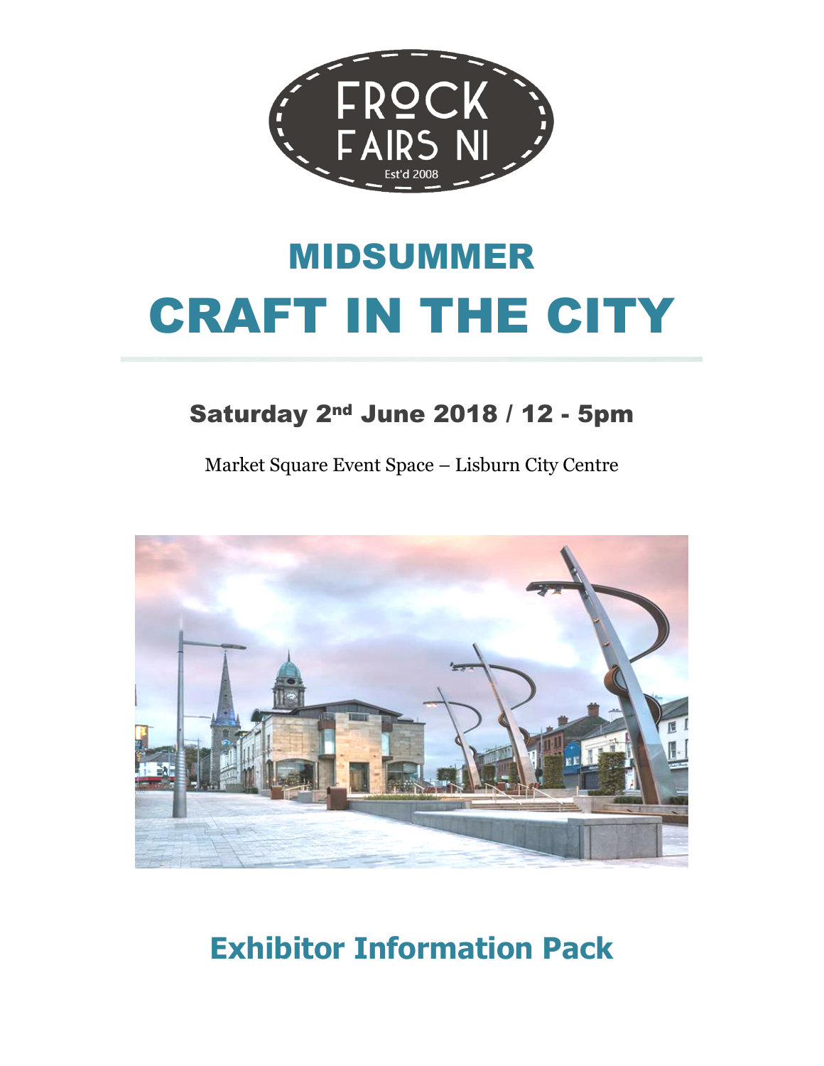FROCK FAIRS NI

Est'd 2008

# MIDSUMMER

# CRAFT IN THE CITY

## Saturday 2nd June 2018 / 12 - 5pm

Market Square Event Space – Lisburn City Centre

## Exhibitor Information Pack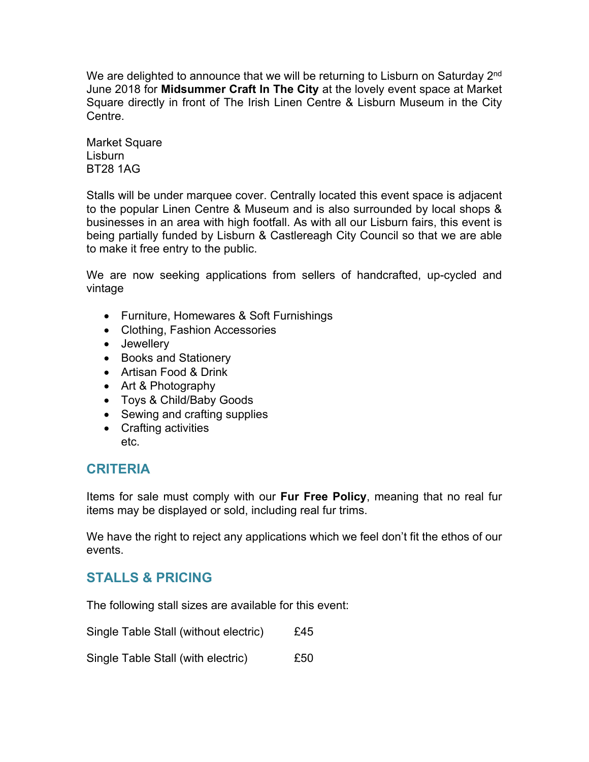We are delighted to announce that we will be returning to Lisburn on Saturday 2nd June 2018 for **Midsummer Craft In The City** at the lovely event space at Market Square directly in front of The Irish Linen Centre & Lisburn Museum in the City Centre.

Market Square
Lisburn
BT28 1AG

Stalls will be under marquee cover. Centrally located this event space is adjacent to the popular Linen Centre & Museum and is also surrounded by local shops & businesses in an area with high footfall. As with all our Lisburn fairs, this event is being partially funded by Lisburn & Castlereagh City Council so that we are able to make it free entry to the public.

We are now seeking applications from sellers of handcrafted, up-cycled and vintage

- Furniture, Homewares & Soft Furnishings
- Clothing, Fashion Accessories
- Jewellery
- Books and Stationery
- Artisan Food & Drink
- Art & Photography
- Toys & Child/Baby Goods
- Sewing and crafting supplies
- Crafting activities
  etc.

## CRITERIA

Items for sale must comply with our **Fur Free Policy**, meaning that no real fur items may be displayed or sold, including real fur trims.

We have the right to reject any applications which we feel don't fit the ethos of our events.

## STALLS & PRICING

The following stall sizes are available for this event:

| | |
|---|---|
| Single Table Stall (without electric) | £45 |
| Single Table Stall (with electric) | £50 |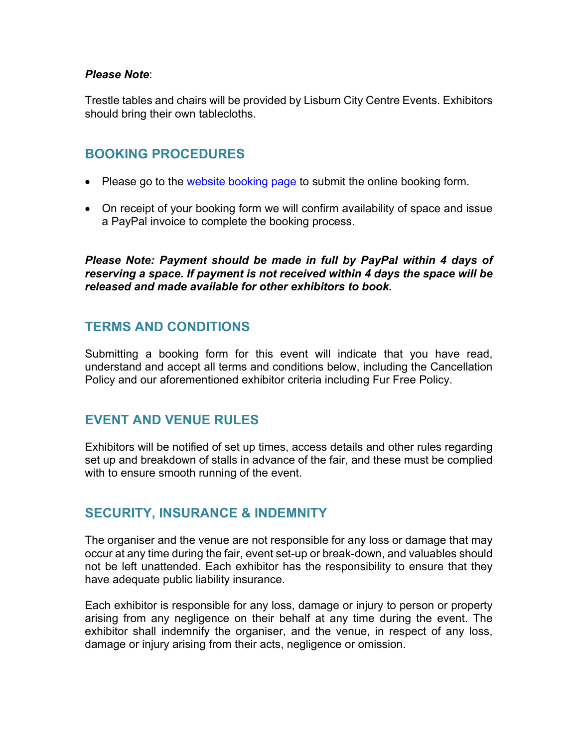***Please Note***:

Trestle tables and chairs will be provided by Lisburn City Centre Events. Exhibitors should bring their own tablecloths.

## BOOKING PROCEDURES

- Please go to the website booking page to submit the online booking form.
- On receipt of your booking form we will confirm availability of space and issue a PayPal invoice to complete the booking process.

***Please Note: Payment should be made in full by PayPal within 4 days of reserving a space. If payment is not received within 4 days the space will be released and made available for other exhibitors to book.***

## TERMS AND CONDITIONS

Submitting a booking form for this event will indicate that you have read, understand and accept all terms and conditions below, including the Cancellation Policy and our aforementioned exhibitor criteria including Fur Free Policy.

## EVENT AND VENUE RULES

Exhibitors will be notified of set up times, access details and other rules regarding set up and breakdown of stalls in advance of the fair, and these must be complied with to ensure smooth running of the event.

## SECURITY, INSURANCE & INDEMNITY

The organiser and the venue are not responsible for any loss or damage that may occur at any time during the fair, event set-up or break-down, and valuables should not be left unattended. Each exhibitor has the responsibility to ensure that they have adequate public liability insurance.

Each exhibitor is responsible for any loss, damage or injury to person or property arising from any negligence on their behalf at any time during the event. The exhibitor shall indemnify the organiser, and the venue, in respect of any loss, damage or injury arising from their acts, negligence or omission.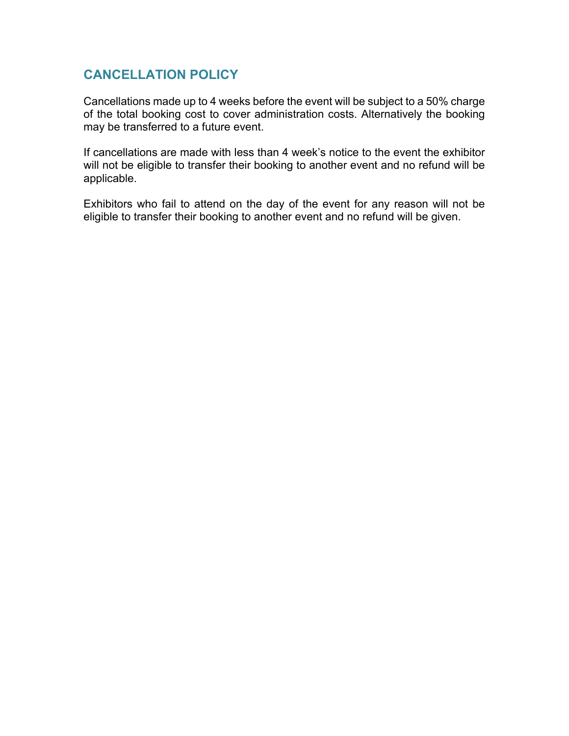## CANCELLATION POLICY

Cancellations made up to 4 weeks before the event will be subject to a 50% charge of the total booking cost to cover administration costs. Alternatively the booking may be transferred to a future event.

If cancellations are made with less than 4 week's notice to the event the exhibitor will not be eligible to transfer their booking to another event and no refund will be applicable.

Exhibitors who fail to attend on the day of the event for any reason will not be eligible to transfer their booking to another event and no refund will be given.